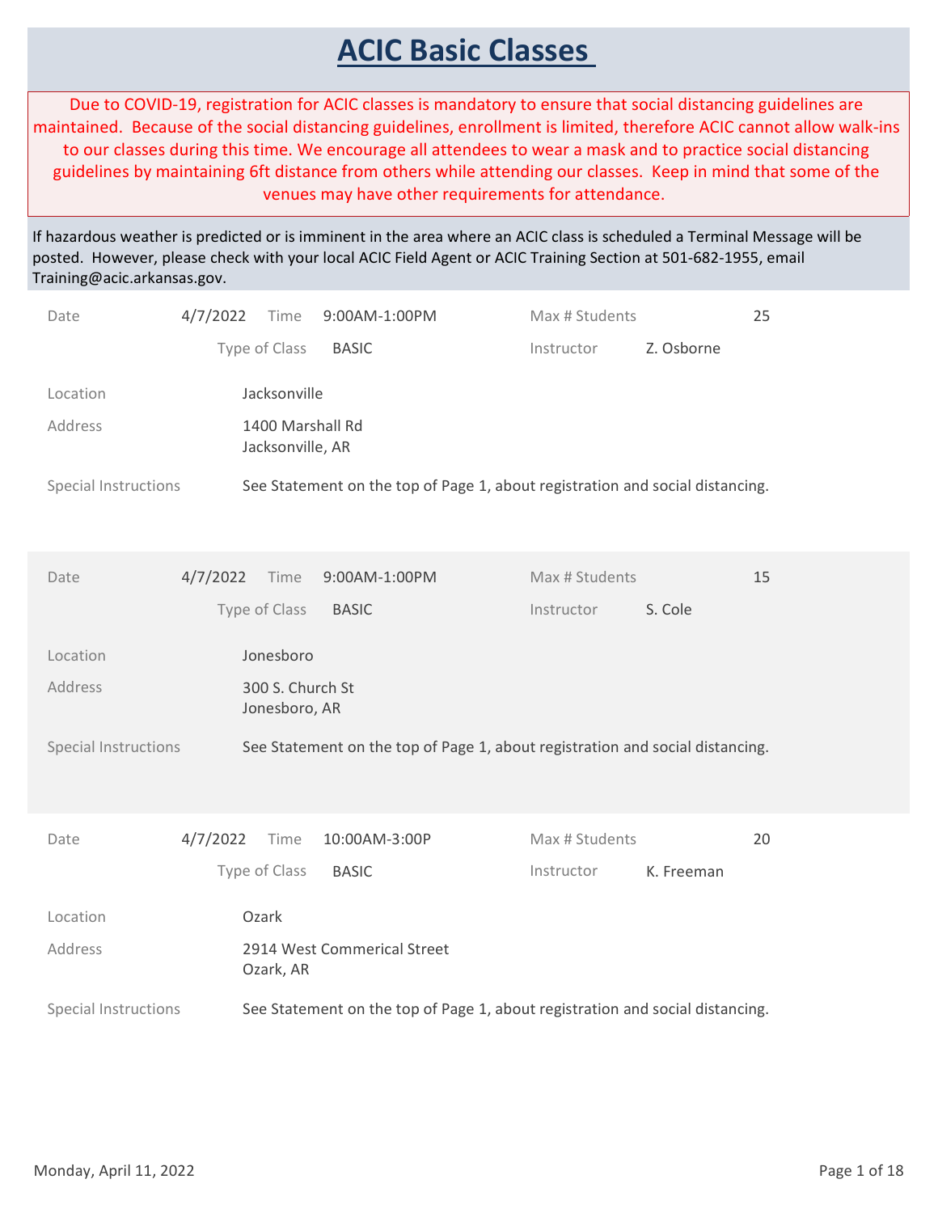# ACIC Basic Classes

Due to COVID-19, registration for ACIC classes is mandatory to ensure that social distancing guidelines are maintained. Because of the social distancing guidelines, enrollment is limited, therefore ACIC cannot allow walk-ins to our classes during this time. We encourage all attendees to wear a mask and to practice social distancing guidelines by maintaining 6ft distance from others while attending our classes. Keep in mind that some of the venues may have other requirements for attendance.

If hazardous weather is predicted or is imminent in the area where an ACIC class is scheduled a Terminal Message will be posted. However, please check with your local ACIC Field Agent or ACIC Training Section at 501-682-1955, email Training@acic.arkansas.gov.

| | | | |
|---|---|---|---|
| Date | 4/7/2022 | Time | 9:00AM-1:00PM |
| Max # Students | 25 | | |
| Type of Class | BASIC | Instructor | Z. Osborne |
| Location | Jacksonville | | |
| Address | 1400 Marshall Rd<br>Jacksonville, AR | | |
| Special Instructions | See Statement on the top of Page 1, about registration and social distancing. | | |

| | | | |
|---|---|---|---|
| Date | 4/7/2022 | Time | 9:00AM-1:00PM |
| Max # Students | 15 | | |
| Type of Class | BASIC | Instructor | S. Cole |
| Location | Jonesboro | | |
| Address | 300 S. Church St<br>Jonesboro, AR | | |
| Special Instructions | See Statement on the top of Page 1, about registration and social distancing. | | |

| | | | |
|---|---|---|---|
| Date | 4/7/2022 | Time | 10:00AM-3:00P |
| Max # Students | 20 | | |
| Type of Class | BASIC | Instructor | K. Freeman |
| Location | Ozark | | |
| Address | 2914 West Commerical Street<br>Ozark, AR | | |
| Special Instructions | See Statement on the top of Page 1, about registration and social distancing. | | |

Monday, April 11, 2022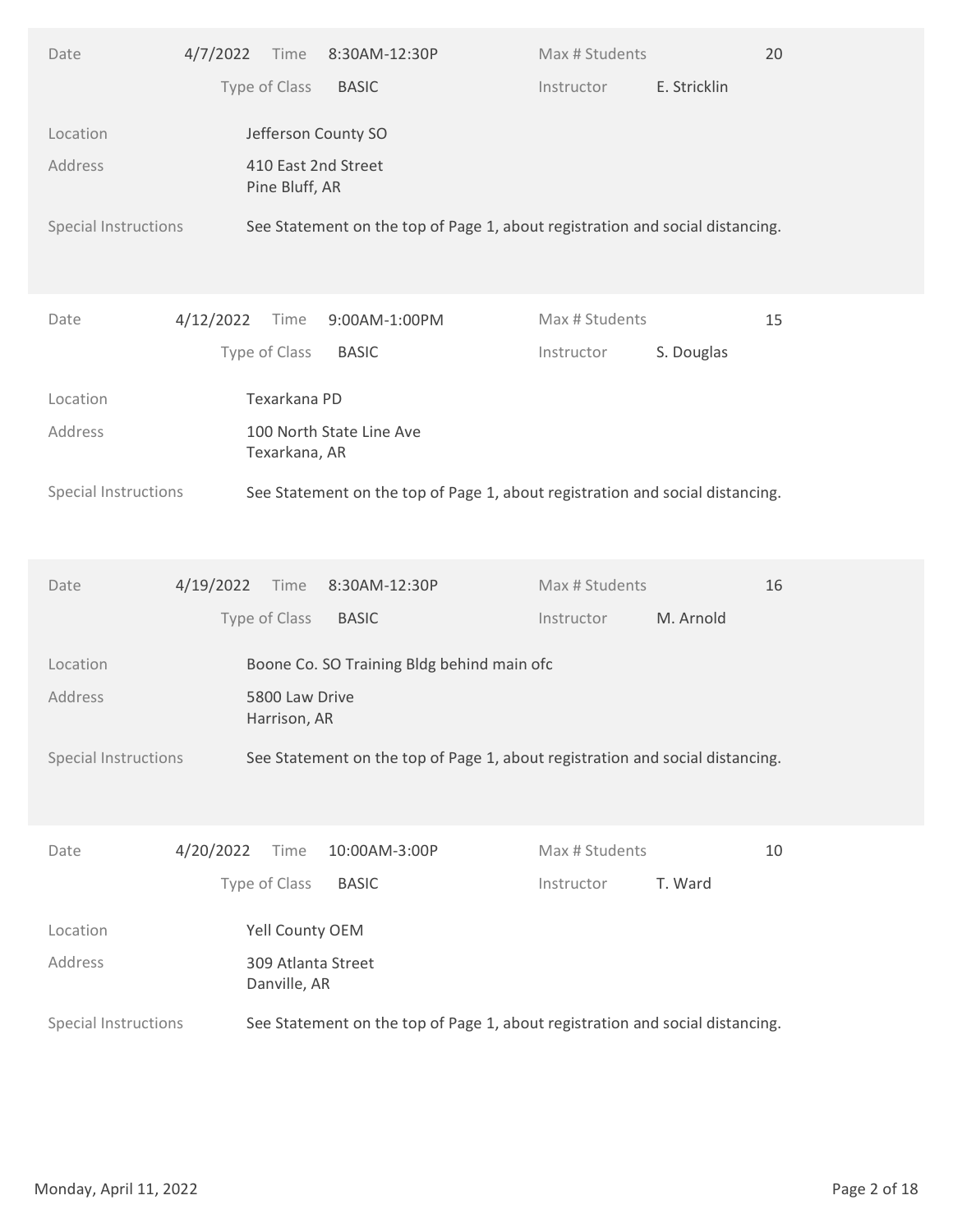| Date | 4/7/2022 | Time | 8:30AM-12:30P | Max # Students | 20 |
|---|---|---|---|---|---|
| | | Type of Class | BASIC | Instructor | E. Stricklin |

Location: Jefferson County SO

Address: 410 East 2nd Street
Pine Bluff, AR

Special Instructions: See Statement on the top of Page 1, about registration and social distancing.

---

| Date | 4/12/2022 | Time | 9:00AM-1:00PM | Max # Students | 15 |
|---|---|---|---|---|---|
| | | Type of Class | BASIC | Instructor | S. Douglas |

Location: Texarkana PD

Address: 100 North State Line Ave
Texarkana, AR

Special Instructions: See Statement on the top of Page 1, about registration and social distancing.

---

| Date | 4/19/2022 | Time | 8:30AM-12:30P | Max # Students | 16 |
|---|---|---|---|---|---|
| | | Type of Class | BASIC | Instructor | M. Arnold |

Location: Boone Co. SO Training Bldg behind main ofc

Address: 5800 Law Drive
Harrison, AR

Special Instructions: See Statement on the top of Page 1, about registration and social distancing.

---

| Date | 4/20/2022 | Time | 10:00AM-3:00P | Max # Students | 10 |
|---|---|---|---|---|---|
| | | Type of Class | BASIC | Instructor | T. Ward |

Location: Yell County OEM

Address: 309 Atlanta Street
Danville, AR

Special Instructions: See Statement on the top of Page 1, about registration and social distancing.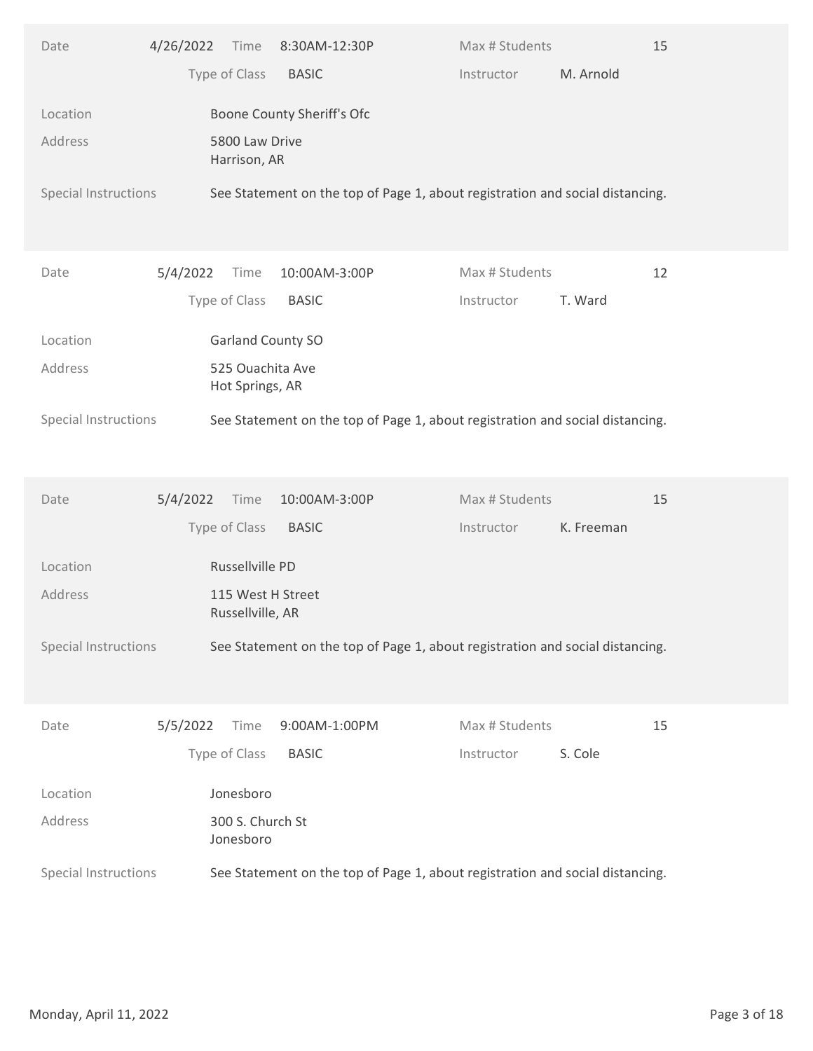| | | | | |
|---|---|---|---|---|
| Date | 4/26/2022 | Time 8:30AM-12:30P | Max # Students | 15 |
| | | Type of Class BASIC | Instructor | M. Arnold |
| Location | Boone County Sheriff's Ofc | | | |
| Address | 5800 Law Drive<br>Harrison, AR | | | |
| Special Instructions | See Statement on the top of Page 1, about registration and social distancing. | | | |

| | | | | |
|---|---|---|---|---|
| Date | 5/4/2022 | Time 10:00AM-3:00P | Max # Students | 12 |
| | | Type of Class BASIC | Instructor | T. Ward |
| Location | Garland County SO | | | |
| Address | 525 Ouachita Ave<br>Hot Springs, AR | | | |
| Special Instructions | See Statement on the top of Page 1, about registration and social distancing. | | | |

| | | | | |
|---|---|---|---|---|
| Date | 5/4/2022 | Time 10:00AM-3:00P | Max # Students | 15 |
| | | Type of Class BASIC | Instructor | K. Freeman |
| Location | Russellville PD | | | |
| Address | 115 West H Street<br>Russellville, AR | | | |
| Special Instructions | See Statement on the top of Page 1, about registration and social distancing. | | | |

| | | | | |
|---|---|---|---|---|
| Date | 5/5/2022 | Time 9:00AM-1:00PM | Max # Students | 15 |
| | | Type of Class BASIC | Instructor | S. Cole |
| Location | Jonesboro | | | |
| Address | 300 S. Church St<br>Jonesboro | | | |
| Special Instructions | See Statement on the top of Page 1, about registration and social distancing. | | | |

Monday, April 11, 2022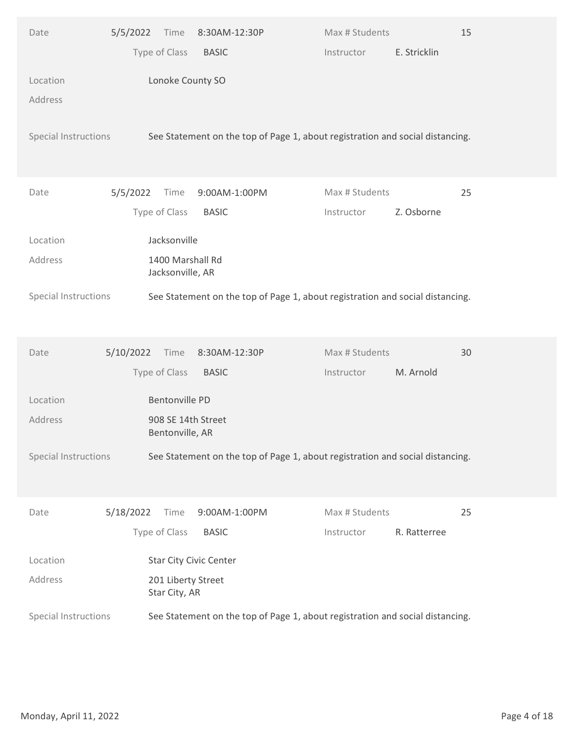| Date | 5/5/2022 | Time | 8:30AM-12:30P | Max # Students | 15 |
|---|---|---|---|---|---|
| | | Type of Class | BASIC | Instructor | E. Stricklin |

Location: Lonoke County SO

Address:

Special Instructions: See Statement on the top of Page 1, about registration and social distancing.

---

| Date | 5/5/2022 | Time | 9:00AM-1:00PM | Max # Students | 25 |
|---|---|---|---|---|---|
| | | Type of Class | BASIC | Instructor | Z. Osborne |

Location: Jacksonville

Address: 1400 Marshall Rd
Jacksonville, AR

Special Instructions: See Statement on the top of Page 1, about registration and social distancing.

---

| Date | 5/10/2022 | Time | 8:30AM-12:30P | Max # Students | 30 |
|---|---|---|---|---|---|
| | | Type of Class | BASIC | Instructor | M. Arnold |

Location: Bentonville PD

Address: 908 SE 14th Street
Bentonville, AR

Special Instructions: See Statement on the top of Page 1, about registration and social distancing.

---

| Date | 5/18/2022 | Time | 9:00AM-1:00PM | Max # Students | 25 |
|---|---|---|---|---|---|
| | | Type of Class | BASIC | Instructor | R. Ratterree |

Location: Star City Civic Center

Address: 201 Liberty Street
Star City, AR

Special Instructions: See Statement on the top of Page 1, about registration and social distancing.

Monday, April 11, 2022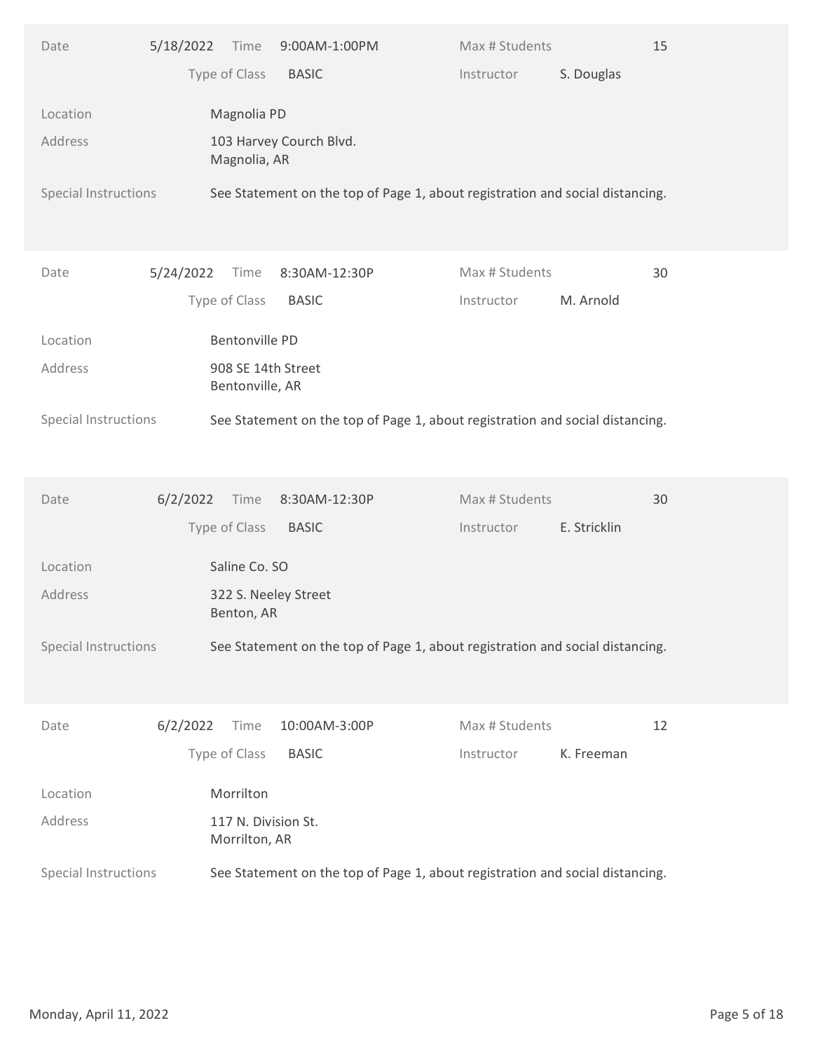| Date | 5/18/2022 | Time | 9:00AM-1:00PM | Max # Students | 15 |
|---|---|---|---|---|---|
| | | Type of Class | BASIC | Instructor | S. Douglas |

Location: Magnolia PD

Address: 103 Harvey Courch Blvd.
Magnolia, AR

Special Instructions: See Statement on the top of Page 1, about registration and social distancing.

| Date | 5/24/2022 | Time | 8:30AM-12:30P | Max # Students | 30 |
|---|---|---|---|---|---|
| | | Type of Class | BASIC | Instructor | M. Arnold |

Location: Bentonville PD

Address: 908 SE 14th Street
Bentonville, AR

Special Instructions: See Statement on the top of Page 1, about registration and social distancing.

| Date | 6/2/2022 | Time | 8:30AM-12:30P | Max # Students | 30 |
|---|---|---|---|---|---|
| | | Type of Class | BASIC | Instructor | E. Stricklin |

Location: Saline Co. SO

Address: 322 S. Neeley Street
Benton, AR

Special Instructions: See Statement on the top of Page 1, about registration and social distancing.

| Date | 6/2/2022 | Time | 10:00AM-3:00P | Max # Students | 12 |
|---|---|---|---|---|---|
| | | Type of Class | BASIC | Instructor | K. Freeman |

Location: Morrilton

Address: 117 N. Division St.
Morrilton, AR

Special Instructions: See Statement on the top of Page 1, about registration and social distancing.

Monday, April 11, 2022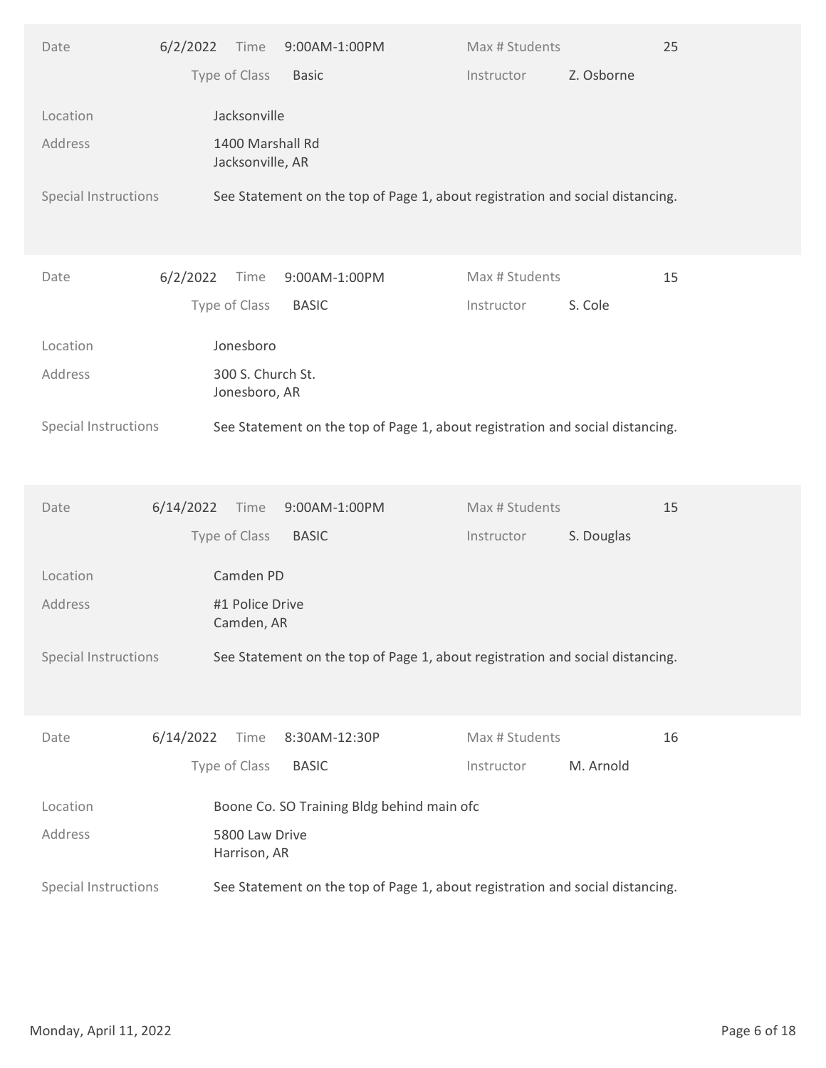| Date | 6/2/2022 | Time | 9:00AM-1:00PM | Max # Students | 25 |
|---|---|---|---|---|---|
| | | Type of Class | Basic | Instructor | Z. Osborne |

Location: Jacksonville

Address: 1400 Marshall Rd
Jacksonville, AR

Special Instructions: See Statement on the top of Page 1, about registration and social distancing.

---

| Date | 6/2/2022 | Time | 9:00AM-1:00PM | Max # Students | 15 |
|---|---|---|---|---|---|
| | | Type of Class | BASIC | Instructor | S. Cole |

Location: Jonesboro

Address: 300 S. Church St.
Jonesboro, AR

Special Instructions: See Statement on the top of Page 1, about registration and social distancing.

---

| Date | 6/14/2022 | Time | 9:00AM-1:00PM | Max # Students | 15 |
|---|---|---|---|---|---|
| | | Type of Class | BASIC | Instructor | S. Douglas |

Location: Camden PD

Address: #1 Police Drive
Camden, AR

Special Instructions: See Statement on the top of Page 1, about registration and social distancing.

---

| Date | 6/14/2022 | Time | 8:30AM-12:30P | Max # Students | 16 |
|---|---|---|---|---|---|
| | | Type of Class | BASIC | Instructor | M. Arnold |

Location: Boone Co. SO Training Bldg behind main ofc

Address: 5800 Law Drive
Harrison, AR

Special Instructions: See Statement on the top of Page 1, about registration and social distancing.

Monday, April 11, 2022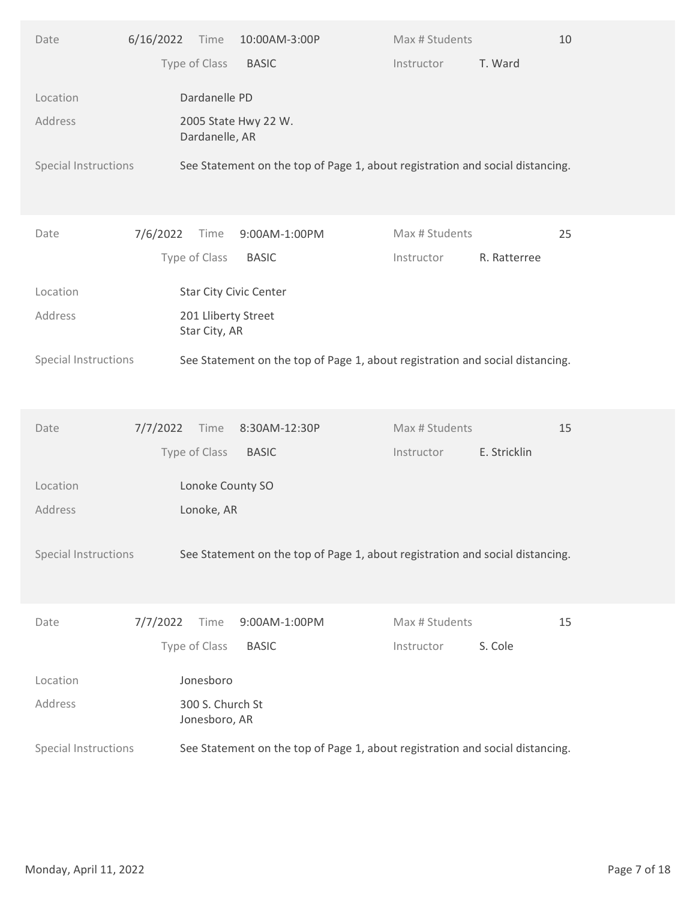| | | | |
|---|---|---|---|
| Date | 6/16/2022 | Time | 10:00AM-3:00P |
| Max # Students | 10 | | |
| Type of Class | BASIC | Instructor | T. Ward |
| Location | Dardanelle PD | | |
| Address | 2005 State Hwy 22 W.<br>Dardanelle, AR | | |
| Special Instructions | See Statement on the top of Page 1, about registration and social distancing. | | |

| | | | |
|---|---|---|---|
| Date | 7/6/2022 | Time | 9:00AM-1:00PM |
| Max # Students | 25 | | |
| Type of Class | BASIC | Instructor | R. Ratterree |
| Location | Star City Civic Center | | |
| Address | 201 Lliberty Street<br>Star City, AR | | |
| Special Instructions | See Statement on the top of Page 1, about registration and social distancing. | | |

| | | | |
|---|---|---|---|
| Date | 7/7/2022 | Time | 8:30AM-12:30P |
| Max # Students | 15 | | |
| Type of Class | BASIC | Instructor | E. Stricklin |
| Location | Lonoke County SO | | |
| Address | Lonoke, AR | | |
| Special Instructions | See Statement on the top of Page 1, about registration and social distancing. | | |

| | | | |
|---|---|---|---|
| Date | 7/7/2022 | Time | 9:00AM-1:00PM |
| Max # Students | 15 | | |
| Type of Class | BASIC | Instructor | S. Cole |
| Location | Jonesboro | | |
| Address | 300 S. Church St<br>Jonesboro, AR | | |
| Special Instructions | See Statement on the top of Page 1, about registration and social distancing. | | |

Monday, April 11, 2022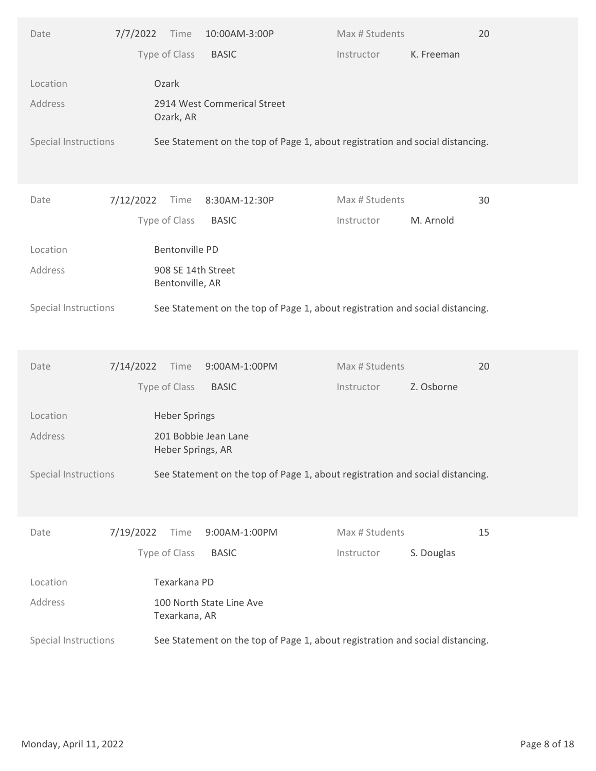| Date | 7/7/2022 | Time | 10:00AM-3:00P | Max # Students | 20 |
|---|---|---|---|---|---|
| | | Type of Class | BASIC | Instructor | K. Freeman |

Location: Ozark

Address: 2914 West Commerical Street
Ozark, AR

Special Instructions: See Statement on the top of Page 1, about registration and social distancing.

| Date | 7/12/2022 | Time | 8:30AM-12:30P | Max # Students | 30 |
|---|---|---|---|---|---|
| | | Type of Class | BASIC | Instructor | M. Arnold |

Location: Bentonville PD

Address: 908 SE 14th Street
Bentonville, AR

Special Instructions: See Statement on the top of Page 1, about registration and social distancing.

| Date | 7/14/2022 | Time | 9:00AM-1:00PM | Max # Students | 20 |
|---|---|---|---|---|---|
| | | Type of Class | BASIC | Instructor | Z. Osborne |

Location: Heber Springs

Address: 201 Bobbie Jean Lane
Heber Springs, AR

Special Instructions: See Statement on the top of Page 1, about registration and social distancing.

| Date | 7/19/2022 | Time | 9:00AM-1:00PM | Max # Students | 15 |
|---|---|---|---|---|---|
| | | Type of Class | BASIC | Instructor | S. Douglas |

Location: Texarkana PD

Address: 100 North State Line Ave
Texarkana, AR

Special Instructions: See Statement on the top of Page 1, about registration and social distancing.

Monday, April 11, 2022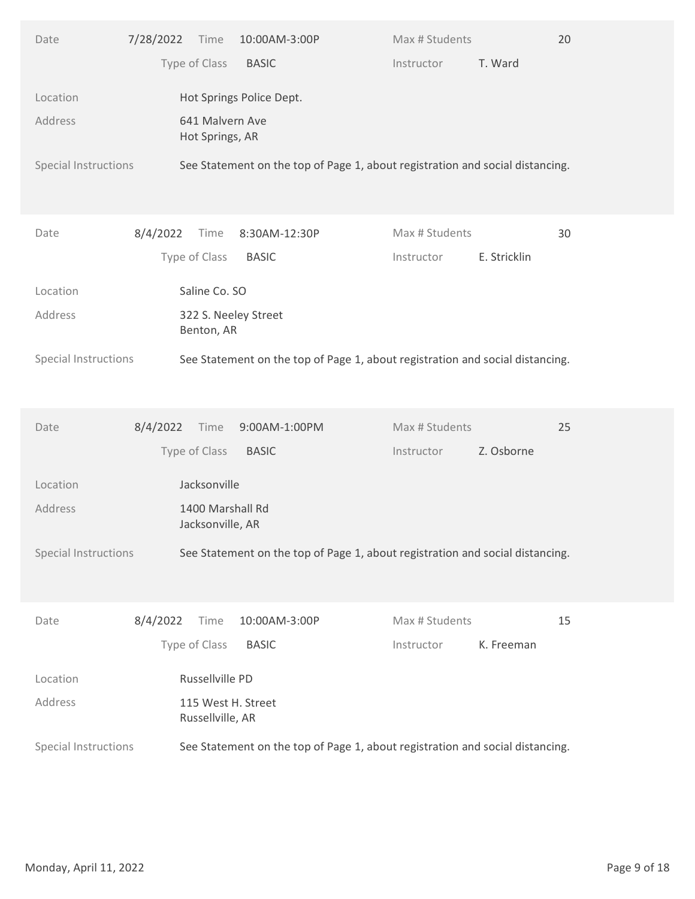| Date | 7/28/2022 | Time | 10:00AM-3:00P | Max # Students | 20 |
|---|---|---|---|---|---|
| | | Type of Class | BASIC | Instructor | T. Ward |

Location: Hot Springs Police Dept.

Address: 641 Malvern Ave
Hot Springs, AR

Special Instructions: See Statement on the top of Page 1, about registration and social distancing.

| Date | 8/4/2022 | Time | 8:30AM-12:30P | Max # Students | 30 |
|---|---|---|---|---|---|
| | | Type of Class | BASIC | Instructor | E. Stricklin |

Location: Saline Co. SO

Address: 322 S. Neeley Street
Benton, AR

Special Instructions: See Statement on the top of Page 1, about registration and social distancing.

| Date | 8/4/2022 | Time | 9:00AM-1:00PM | Max # Students | 25 |
|---|---|---|---|---|---|
| | | Type of Class | BASIC | Instructor | Z. Osborne |

Location: Jacksonville

Address: 1400 Marshall Rd
Jacksonville, AR

Special Instructions: See Statement on the top of Page 1, about registration and social distancing.

| Date | 8/4/2022 | Time | 10:00AM-3:00P | Max # Students | 15 |
|---|---|---|---|---|---|
| | | Type of Class | BASIC | Instructor | K. Freeman |

Location: Russellville PD

Address: 115 West H. Street
Russellville, AR

Special Instructions: See Statement on the top of Page 1, about registration and social distancing.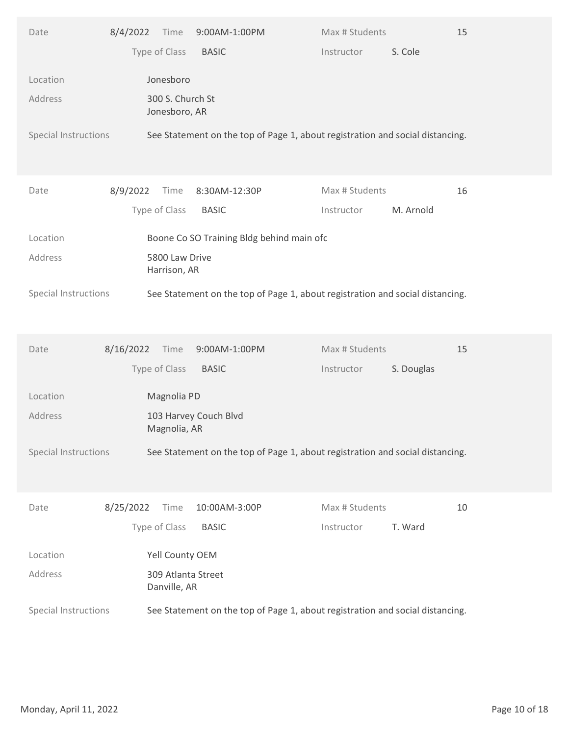| Date | 8/4/2022 | Time | 9:00AM-1:00PM | Max # Students | 15 |
|---|---|---|---|---|---|
| | | Type of Class | BASIC | Instructor | S. Cole |

Location: Jonesboro

Address: 300 S. Church St
Jonesboro, AR

Special Instructions: See Statement on the top of Page 1, about registration and social distancing.

| Date | 8/9/2022 | Time | 8:30AM-12:30P | Max # Students | 16 |
|---|---|---|---|---|---|
| | | Type of Class | BASIC | Instructor | M. Arnold |

Location: Boone Co SO Training Bldg behind main ofc

Address: 5800 Law Drive
Harrison, AR

Special Instructions: See Statement on the top of Page 1, about registration and social distancing.

| Date | 8/16/2022 | Time | 9:00AM-1:00PM | Max # Students | 15 |
|---|---|---|---|---|---|
| | | Type of Class | BASIC | Instructor | S. Douglas |

Location: Magnolia PD

Address: 103 Harvey Couch Blvd
Magnolia, AR

Special Instructions: See Statement on the top of Page 1, about registration and social distancing.

| Date | 8/25/2022 | Time | 10:00AM-3:00P | Max # Students | 10 |
|---|---|---|---|---|---|
| | | Type of Class | BASIC | Instructor | T. Ward |

Location: Yell County OEM

Address: 309 Atlanta Street
Danville, AR

Special Instructions: See Statement on the top of Page 1, about registration and social distancing.

Monday, April 11, 2022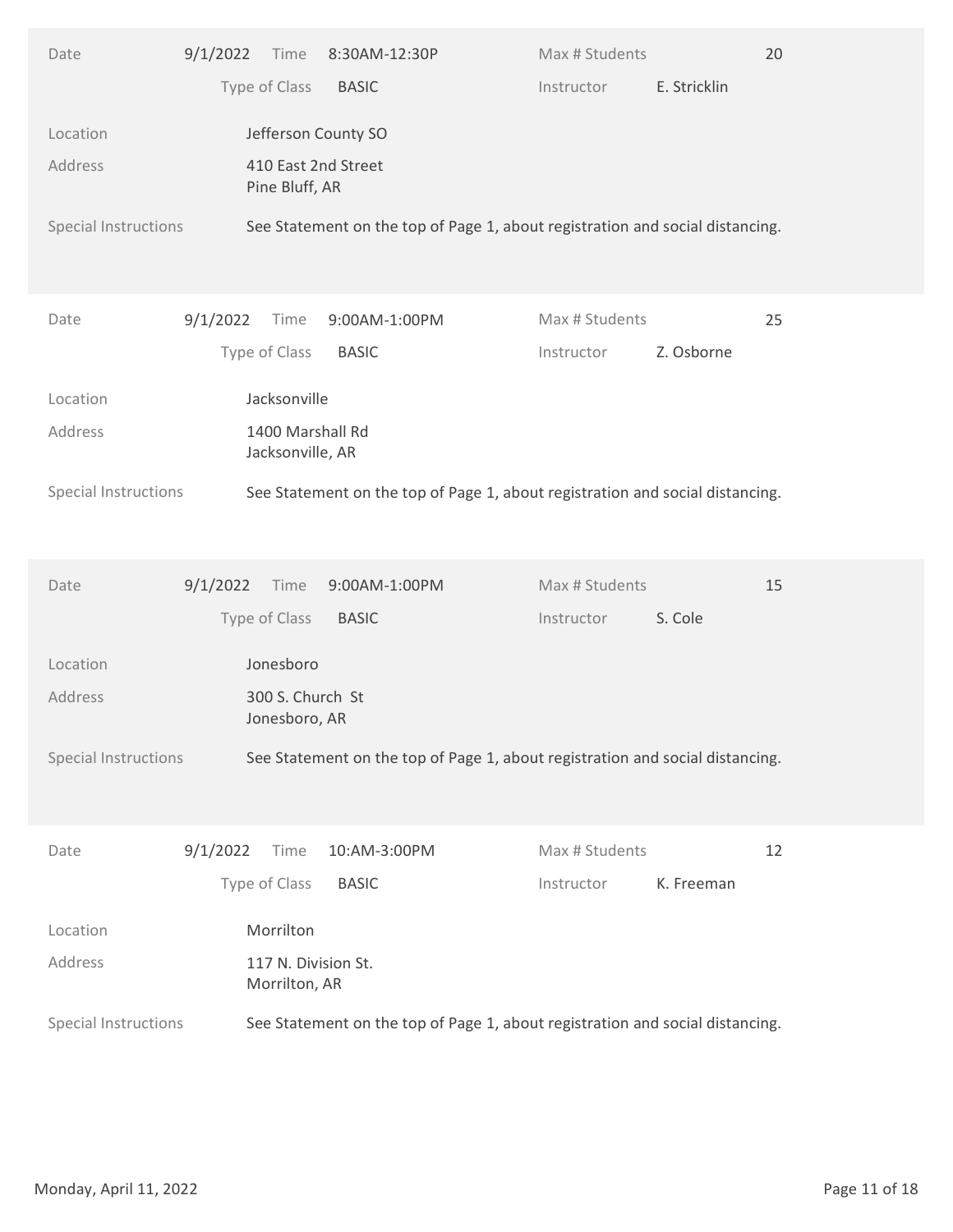| | | | | |
|---|---|---|---|---|
| Date | 9/1/2022 | Time 8:30AM-12:30P | Max # Students | 20 |
| | | Type of Class BASIC | Instructor | E. Stricklin |
| Location | Jefferson County SO | | | |
| Address | 410 East 2nd Street<br>Pine Bluff, AR | | | |
| Special Instructions | See Statement on the top of Page 1, about registration and social distancing. | | | |

| | | | | |
|---|---|---|---|---|
| Date | 9/1/2022 | Time 9:00AM-1:00PM | Max # Students | 25 |
| | | Type of Class BASIC | Instructor | Z. Osborne |
| Location | Jacksonville | | | |
| Address | 1400 Marshall Rd<br>Jacksonville, AR | | | |
| Special Instructions | See Statement on the top of Page 1, about registration and social distancing. | | | |

| | | | | |
|---|---|---|---|---|
| Date | 9/1/2022 | Time 9:00AM-1:00PM | Max # Students | 15 |
| | | Type of Class BASIC | Instructor | S. Cole |
| Location | Jonesboro | | | |
| Address | 300 S. Church St<br>Jonesboro, AR | | | |
| Special Instructions | See Statement on the top of Page 1, about registration and social distancing. | | | |

| | | | | |
|---|---|---|---|---|
| Date | 9/1/2022 | Time 10:AM-3:00PM | Max # Students | 12 |
| | | Type of Class BASIC | Instructor | K. Freeman |
| Location | Morrilton | | | |
| Address | 117 N. Division St.<br>Morrilton, AR | | | |
| Special Instructions | See Statement on the top of Page 1, about registration and social distancing. | | | |

Monday, April 11, 2022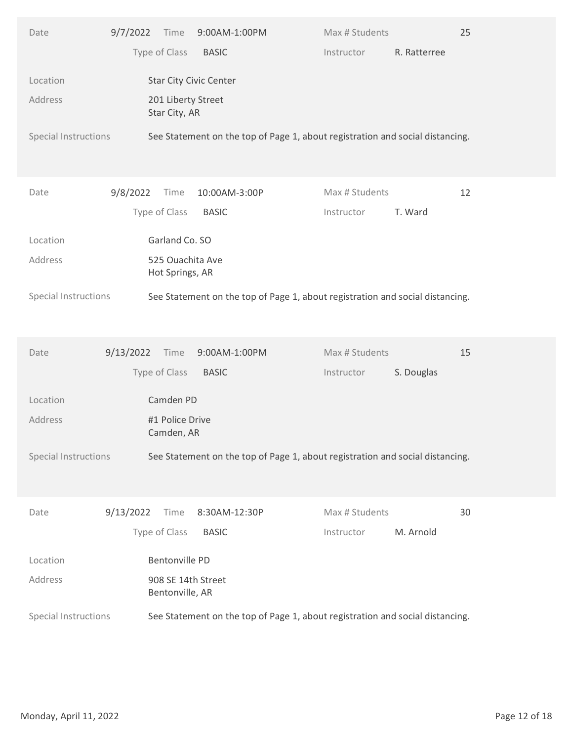| Date | 9/7/2022 | Time | 9:00AM-1:00PM | Max # Students | 25 |
|---|---|---|---|---|---|
| | | Type of Class | BASIC | Instructor | R. Ratterree |

Location: Star City Civic Center

Address: 201 Liberty Street
Star City, AR

Special Instructions: See Statement on the top of Page 1, about registration and social distancing.

| Date | 9/8/2022 | Time | 10:00AM-3:00P | Max # Students | 12 |
|---|---|---|---|---|---|
| | | Type of Class | BASIC | Instructor | T. Ward |

Location: Garland Co. SO

Address: 525 Ouachita Ave
Hot Springs, AR

Special Instructions: See Statement on the top of Page 1, about registration and social distancing.

| Date | 9/13/2022 | Time | 9:00AM-1:00PM | Max # Students | 15 |
|---|---|---|---|---|---|
| | | Type of Class | BASIC | Instructor | S. Douglas |

Location: Camden PD

Address: #1 Police Drive
Camden, AR

Special Instructions: See Statement on the top of Page 1, about registration and social distancing.

| Date | 9/13/2022 | Time | 8:30AM-12:30P | Max # Students | 30 |
|---|---|---|---|---|---|
| | | Type of Class | BASIC | Instructor | M. Arnold |

Location: Bentonville PD

Address: 908 SE 14th Street
Bentonville, AR

Special Instructions: See Statement on the top of Page 1, about registration and social distancing.

Monday, April 11, 2022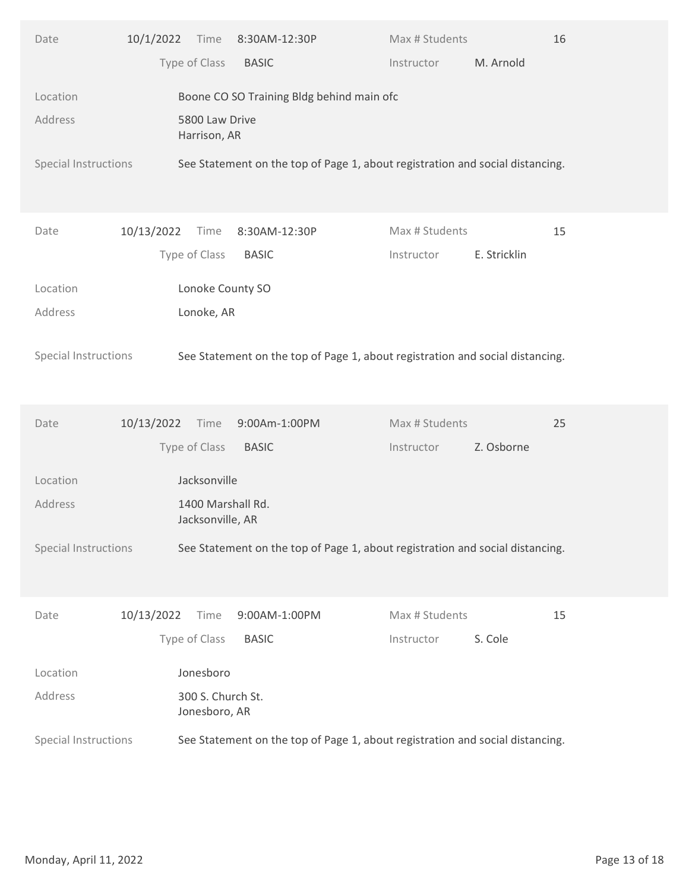| | | | | | | |
|---|---|---|---|---|---|---|
| Date | 10/1/2022 | Time | 8:30AM-12:30P | Max # Students | | 16 |
| | | Type of Class | BASIC | Instructor | M. Arnold | |
| Location | Boone CO SO Training Bldg behind main ofc | | | | | |
| Address | 5800 Law Drive<br>Harrison, AR | | | | | |
| Special Instructions | See Statement on the top of Page 1, about registration and social distancing. | | | | | |

| | | | | | | |
|---|---|---|---|---|---|---|
| Date | 10/13/2022 | Time | 8:30AM-12:30P | Max # Students | | 15 |
| | | Type of Class | BASIC | Instructor | E. Stricklin | |
| Location | Lonoke County SO | | | | | |
| Address | Lonoke, AR | | | | | |
| Special Instructions | See Statement on the top of Page 1, about registration and social distancing. | | | | | |

| | | | | | | |
|---|---|---|---|---|---|---|
| Date | 10/13/2022 | Time | 9:00Am-1:00PM | Max # Students | | 25 |
| | | Type of Class | BASIC | Instructor | Z. Osborne | |
| Location | Jacksonville | | | | | |
| Address | 1400 Marshall Rd.<br>Jacksonville, AR | | | | | |
| Special Instructions | See Statement on the top of Page 1, about registration and social distancing. | | | | | |

| | | | | | | |
|---|---|---|---|---|---|---|
| Date | 10/13/2022 | Time | 9:00AM-1:00PM | Max # Students | | 15 |
| | | Type of Class | BASIC | Instructor | S. Cole | |
| Location | Jonesboro | | | | | |
| Address | 300 S. Church St.<br>Jonesboro, AR | | | | | |
| Special Instructions | See Statement on the top of Page 1, about registration and social distancing. | | | | | |

Monday, April 11, 2022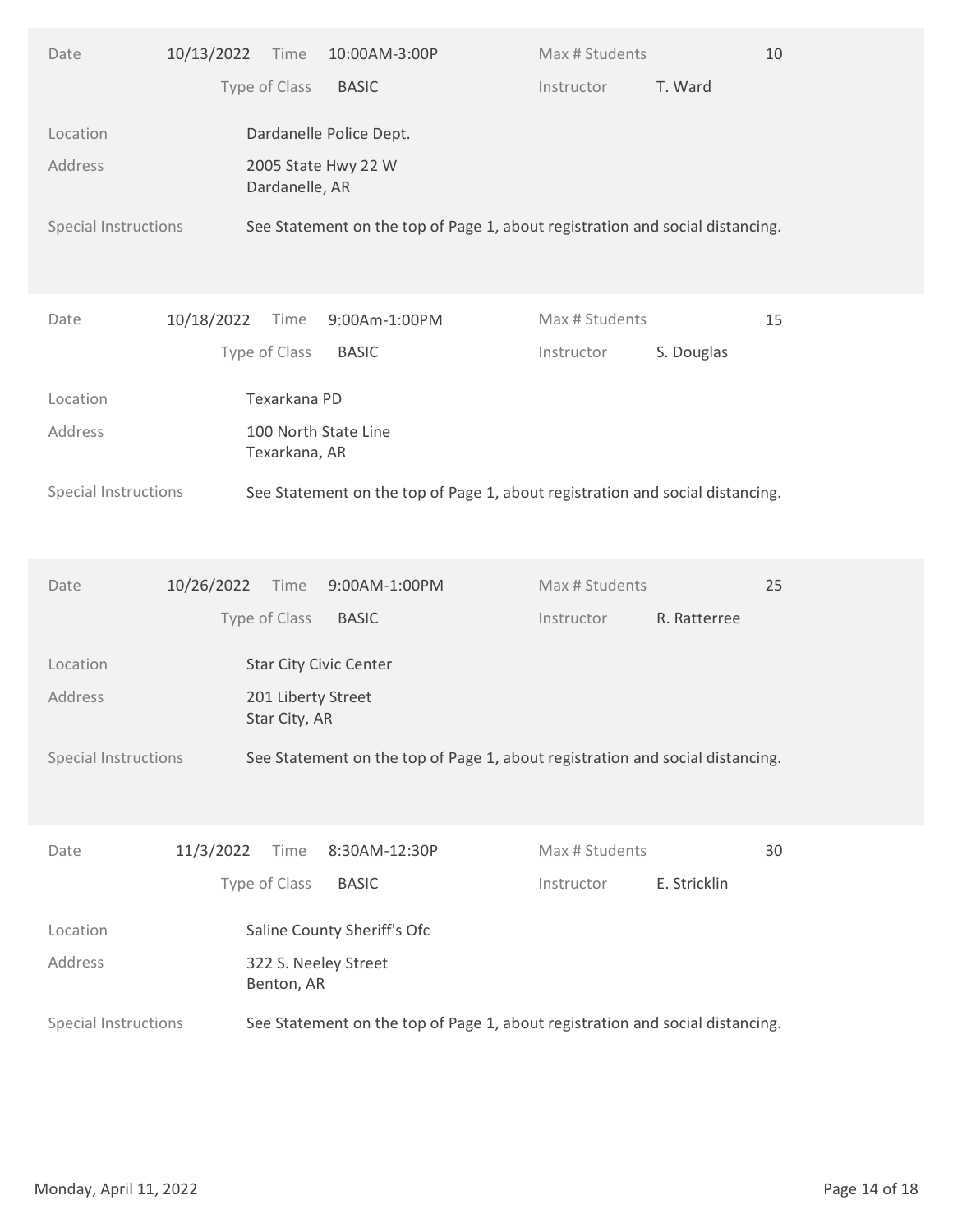| Date | 10/13/2022 | Time | 10:00AM-3:00P | Max # Students | 10 |
|---|---|---|---|---|---|
| | | Type of Class | BASIC | Instructor | T. Ward |

Location: Dardanelle Police Dept.

Address: 2005 State Hwy 22 W
Dardanelle, AR

Special Instructions: See Statement on the top of Page 1, about registration and social distancing.

| Date | 10/18/2022 | Time | 9:00Am-1:00PM | Max # Students | 15 |
|---|---|---|---|---|---|
| | | Type of Class | BASIC | Instructor | S. Douglas |

Location: Texarkana PD

Address: 100 North State Line
Texarkana, AR

Special Instructions: See Statement on the top of Page 1, about registration and social distancing.

| Date | 10/26/2022 | Time | 9:00AM-1:00PM | Max # Students | 25 |
|---|---|---|---|---|---|
| | | Type of Class | BASIC | Instructor | R. Ratterree |

Location: Star City Civic Center

Address: 201 Liberty Street
Star City, AR

Special Instructions: See Statement on the top of Page 1, about registration and social distancing.

| Date | 11/3/2022 | Time | 8:30AM-12:30P | Max # Students | 30 |
|---|---|---|---|---|---|
| | | Type of Class | BASIC | Instructor | E. Stricklin |

Location: Saline County Sheriff's Ofc

Address: 322 S. Neeley Street
Benton, AR

Special Instructions: See Statement on the top of Page 1, about registration and social distancing.

Monday, April 11, 2022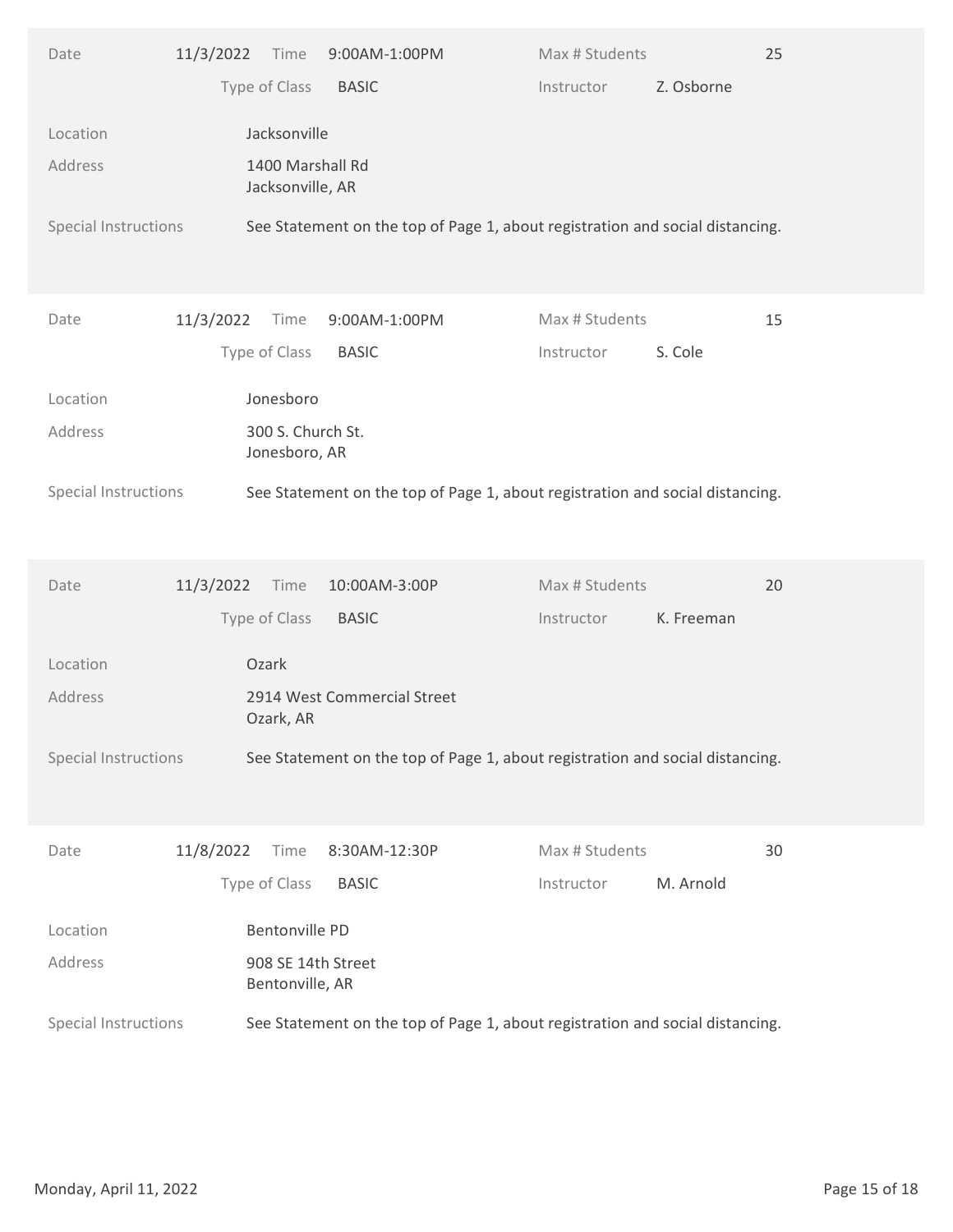| Date | 11/3/2022 | Time | 9:00AM-1:00PM | Max # Students | 25 |
|---|---|---|---|---|---|
| | | Type of Class | BASIC | Instructor | Z. Osborne |

Location: Jacksonville

Address: 1400 Marshall Rd
Jacksonville, AR

Special Instructions: See Statement on the top of Page 1, about registration and social distancing.

| Date | 11/3/2022 | Time | 9:00AM-1:00PM | Max # Students | 15 |
|---|---|---|---|---|---|
| | | Type of Class | BASIC | Instructor | S. Cole |

Location: Jonesboro

Address: 300 S. Church St.
Jonesboro, AR

Special Instructions: See Statement on the top of Page 1, about registration and social distancing.

| Date | 11/3/2022 | Time | 10:00AM-3:00P | Max # Students | 20 |
|---|---|---|---|---|---|
| | | Type of Class | BASIC | Instructor | K. Freeman |

Location: Ozark

Address: 2914 West Commercial Street
Ozark, AR

Special Instructions: See Statement on the top of Page 1, about registration and social distancing.

| Date | 11/8/2022 | Time | 8:30AM-12:30P | Max # Students | 30 |
|---|---|---|---|---|---|
| | | Type of Class | BASIC | Instructor | M. Arnold |

Location: Bentonville PD

Address: 908 SE 14th Street
Bentonville, AR

Special Instructions: See Statement on the top of Page 1, about registration and social distancing.

Monday, April 11, 2022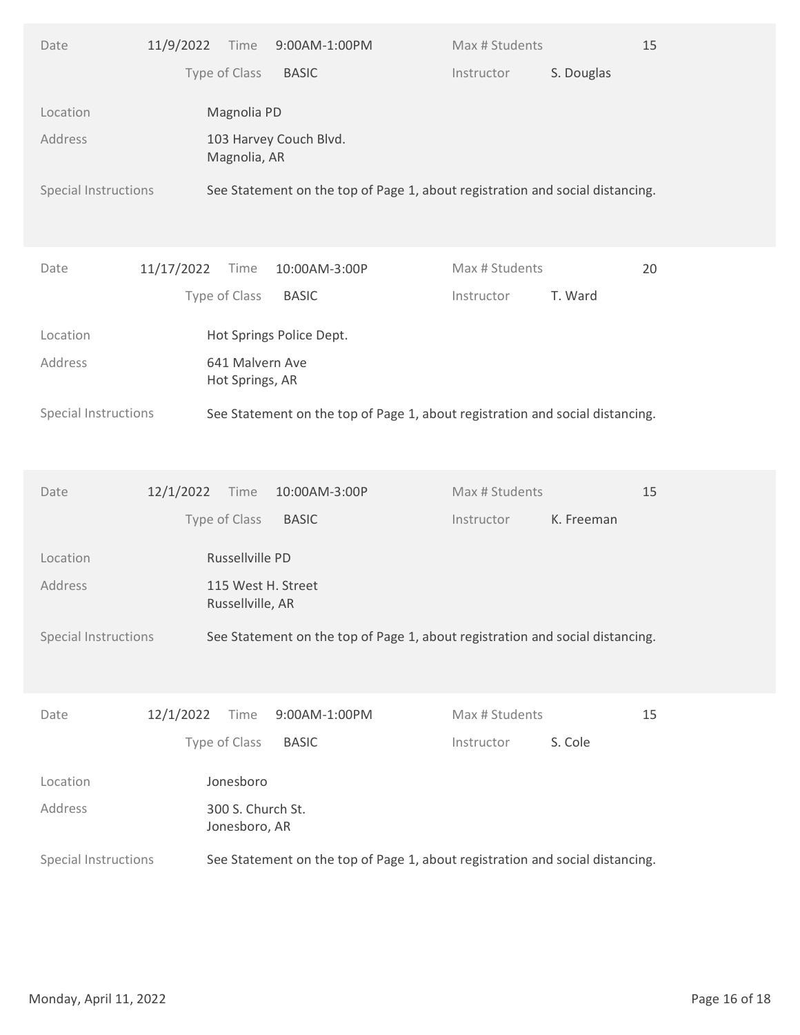| Date | 11/9/2022 | Time | 9:00AM-1:00PM | Max # Students | 15 |
|---|---|---|---|---|---|
| | | Type of Class | BASIC | Instructor | S. Douglas |

Location: Magnolia PD

Address: 103 Harvey Couch Blvd.
Magnolia, AR

Special Instructions: See Statement on the top of Page 1, about registration and social distancing.

| Date | 11/17/2022 | Time | 10:00AM-3:00P | Max # Students | 20 |
|---|---|---|---|---|---|
| | | Type of Class | BASIC | Instructor | T. Ward |

Location: Hot Springs Police Dept.

Address: 641 Malvern Ave
Hot Springs, AR

Special Instructions: See Statement on the top of Page 1, about registration and social distancing.

| Date | 12/1/2022 | Time | 10:00AM-3:00P | Max # Students | 15 |
|---|---|---|---|---|---|
| | | Type of Class | BASIC | Instructor | K. Freeman |

Location: Russellville PD

Address: 115 West H. Street
Russellville, AR

Special Instructions: See Statement on the top of Page 1, about registration and social distancing.

| Date | 12/1/2022 | Time | 9:00AM-1:00PM | Max # Students | 15 |
|---|---|---|---|---|---|
| | | Type of Class | BASIC | Instructor | S. Cole |

Location: Jonesboro

Address: 300 S. Church St.
Jonesboro, AR

Special Instructions: See Statement on the top of Page 1, about registration and social distancing.

Monday, April 11, 2022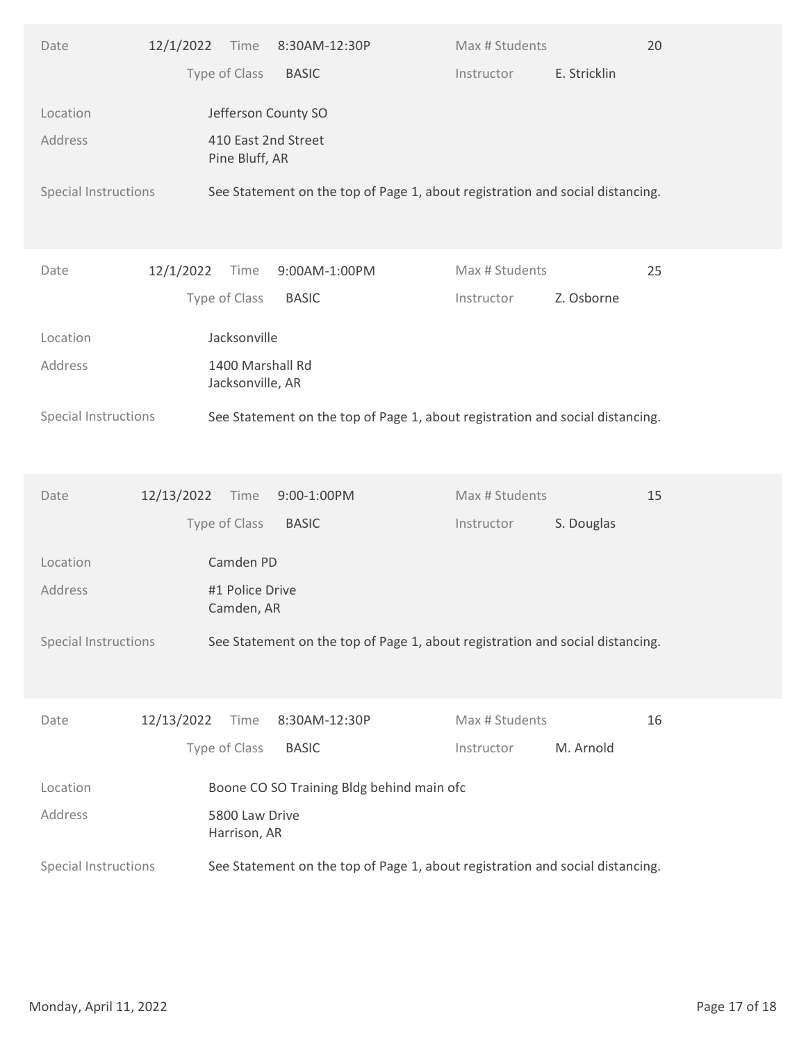| | | | | | |
|---|---|---|---|---|---|
| Date | 12/1/2022 | Time | 8:30AM-12:30P | Max # Students | 20 |
| | | Type of Class | BASIC | Instructor | E. Stricklin |
| Location | Jefferson County SO | | | | |
| Address | 410 East 2nd Street<br>Pine Bluff, AR | | | | |
| Special Instructions | See Statement on the top of Page 1, about registration and social distancing. | | | | |

| | | | | | |
|---|---|---|---|---|---|
| Date | 12/1/2022 | Time | 9:00AM-1:00PM | Max # Students | 25 |
| | | Type of Class | BASIC | Instructor | Z. Osborne |
| Location | Jacksonville | | | | |
| Address | 1400 Marshall Rd<br>Jacksonville, AR | | | | |
| Special Instructions | See Statement on the top of Page 1, about registration and social distancing. | | | | |

| | | | | | |
|---|---|---|---|---|---|
| Date | 12/13/2022 | Time | 9:00-1:00PM | Max # Students | 15 |
| | | Type of Class | BASIC | Instructor | S. Douglas |
| Location | Camden PD | | | | |
| Address | #1 Police Drive<br>Camden, AR | | | | |
| Special Instructions | See Statement on the top of Page 1, about registration and social distancing. | | | | |

| | | | | | |
|---|---|---|---|---|---|
| Date | 12/13/2022 | Time | 8:30AM-12:30P | Max # Students | 16 |
| | | Type of Class | BASIC | Instructor | M. Arnold |
| Location | Boone CO SO Training Bldg behind main ofc | | | | |
| Address | 5800 Law Drive<br>Harrison, AR | | | | |
| Special Instructions | See Statement on the top of Page 1, about registration and social distancing. | | | | |

Monday, April 11, 2022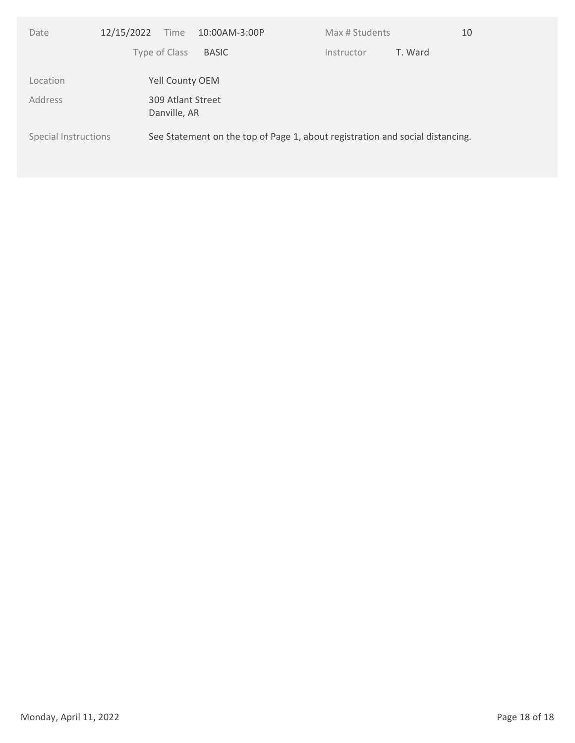| | | | | | | |
|---|---|---|---|---|---|---|
| Date | 12/15/2022 | Time | 10:00AM-3:00P | Max # Students | | 10 |
| | | Type of Class | BASIC | Instructor | T. Ward | |

| | |
|---|---|
| Location | Yell County OEM |
| Address | 309 Atlant Street<br>Danville, AR |
| Special Instructions | See Statement on the top of Page 1, about registration and social distancing. |

Monday, April 11, 2022